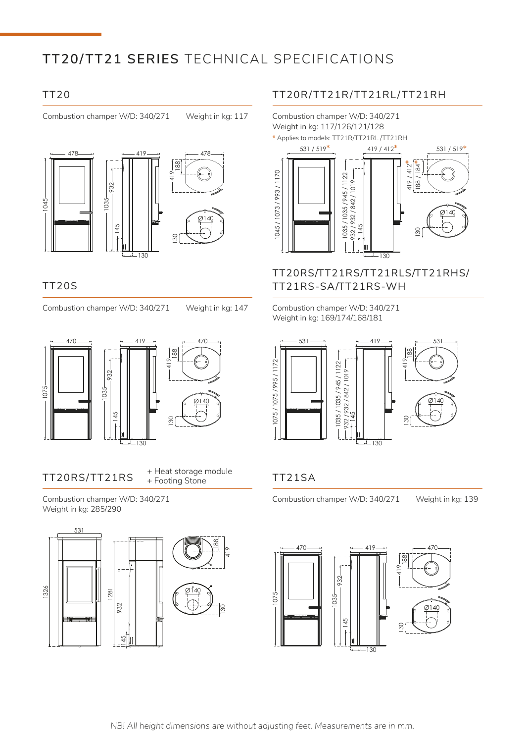# TT20/TT21 SERIES TECHNICAL SPECIFICATIONS

## TT20

Combustion champer W/D: 340/271 Weight in kg: 117

## TT20R/TT21R/TT21RL/TT21RH

Combustion champer W/D: 340/271
Weight in kg: 117/126/121/128

* Applies to models: TT21R/TT21RL /TT21RH

## TT20S

Combustion champer W/D: 340/271 Weight in kg: 147

## TT20RS/TT21RS/TT21RLS/TT21RHS/ TT21RS-SA/TT21RS-WH

Combustion champer W/D: 340/271
Weight in kg: 169/174/168/181

## TT20RS/TT21RS

+ Heat storage module
+ Footing Stone

Combustion champer W/D: 340/271
Weight in kg: 285/290

## TT21SA

Combustion champer W/D: 340/271 Weight in kg: 139

*NB! All height dimensions are without adjusting feet. Measurements are in mm.*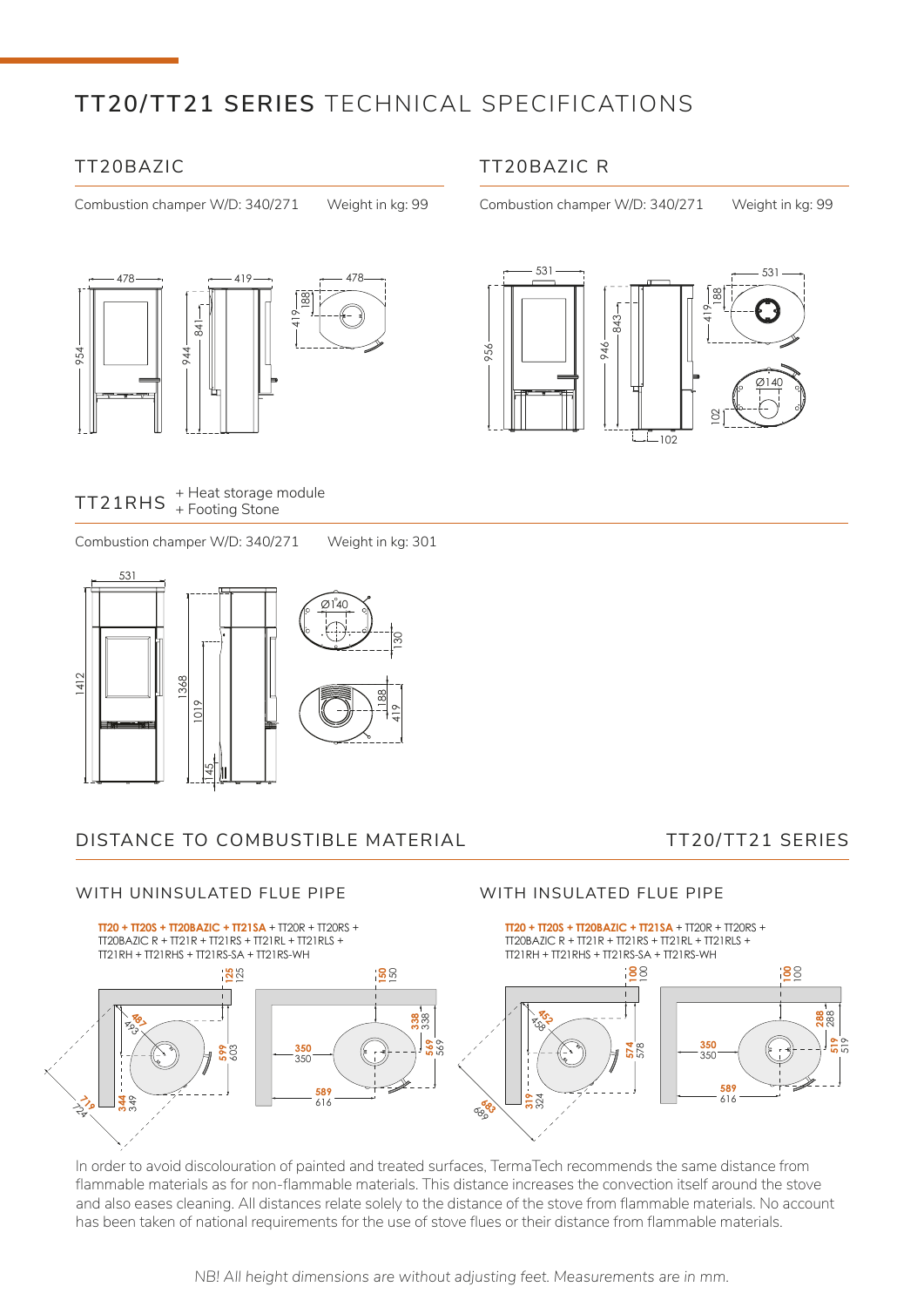# TT20/TT21 SERIES TECHNICAL SPECIFICATIONS

## TT20BAZIC

Combustion champer W/D: 340/271 Weight in kg: 99

478
419
478
954
944
841
419
188

## TT20BAZIC R

Combustion champer W/D: 340/271 Weight in kg: 99

531
531
956
946
843
419
188
Ø140
102
102

## TT21RHS

+ Heat storage module
+ Footing Stone

Combustion champer W/D: 340/271 Weight in kg: 301

531
1412
1368
1019
145
Ø140
130
188
419

## DISTANCE TO COMBUSTIBLE MATERIAL

TT20/TT21 SERIES

### WITH UNINSULATED FLUE PIPE

**TT20 + TT20S + TT20BAZIC + TT21SA** + TT20R + TT20RS + TT20BAZIC R + TT21R + TT21RS + TT21RL + TT21RLS + TT21RH + TT21RHS + TT21RS-SA + TT21RS-WH

125
125
487
493
599
603
719
724
344
349
150
150
338
338
350
350
569
569
589
616

### WITH INSULATED FLUE PIPE

**TT20 + TT20S + TT20BAZIC + TT21SA** + TT20R + TT20RS + TT20BAZIC R + TT21R + TT21RS + TT21RL + TT21RLS + TT21RH + TT21RHS + TT21RS-SA + TT21RS-WH

100
100
452
458
574
578
683
689
319
324
100
100
288
288
350
350
519
519
589
616

In order to avoid discolouration of painted and treated surfaces, TermaTech recommends the same distance from flammable materials as for non-flammable materials. This distance increases the convection itself around the stove and also eases cleaning. All distances relate solely to the distance of the stove from flammable materials. No account has been taken of national requirements for the use of stove flues or their distance from flammable materials.

*NB! All height dimensions are without adjusting feet. Measurements are in mm.*